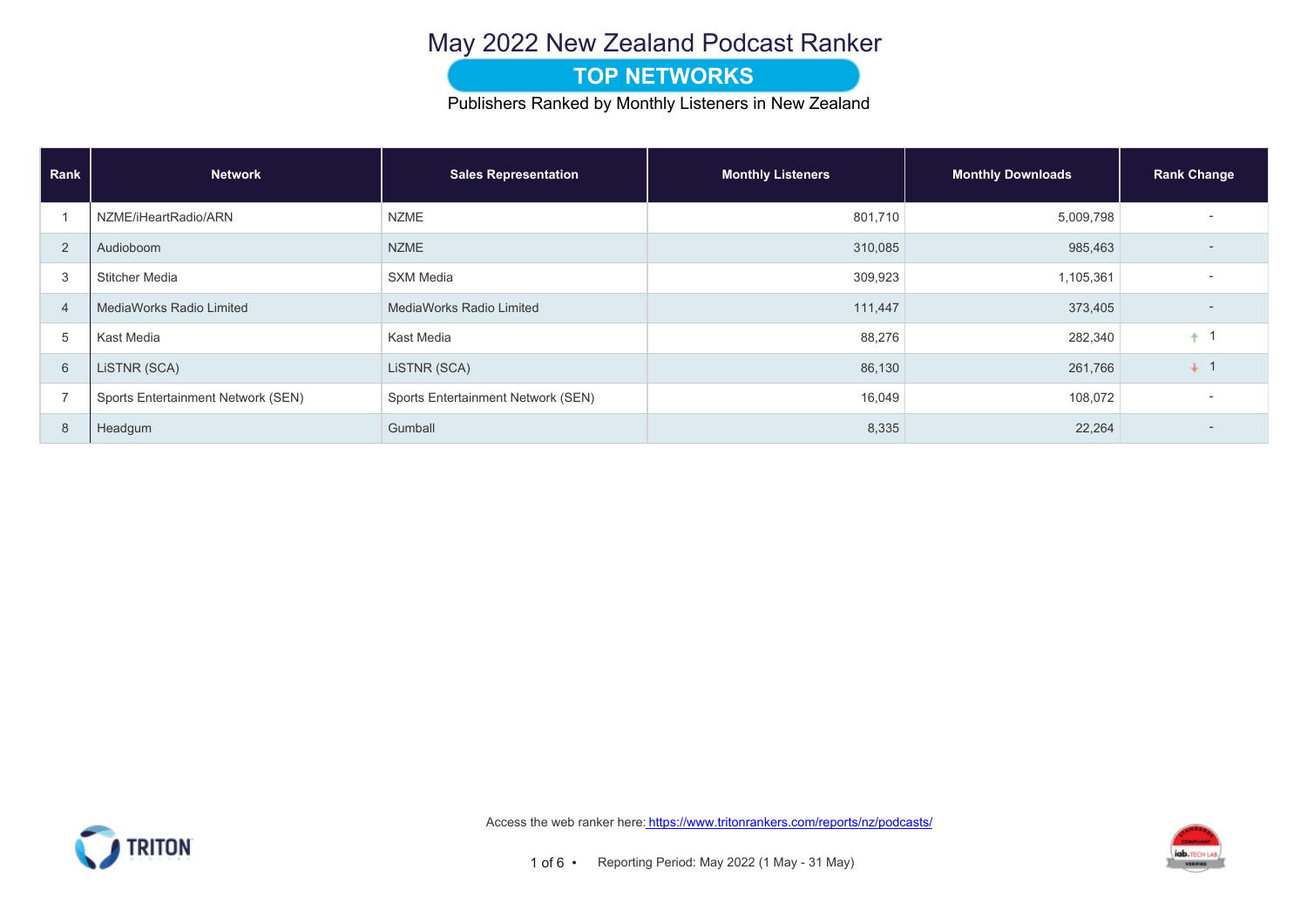# May 2022 New Zealand Podcast Ranker

## TOP NETWORKS

Publishers Ranked by Monthly Listeners in New Zealand

| Rank | Network | Sales Representation | Monthly Listeners | Monthly Downloads | Rank Change |
|---|---|---|---|---|---|
| 1 | NZME/iHeartRadio/ARN | NZME | 801,710 | 5,009,798 | - |
| 2 | Audioboom | NZME | 310,085 | 985,463 | - |
| 3 | Stitcher Media | SXM Media | 309,923 | 1,105,361 | - |
| 4 | MediaWorks Radio Limited | MediaWorks Radio Limited | 111,447 | 373,405 | - |
| 5 | Kast Media | Kast Media | 88,276 | 282,340 | ↑ 1 |
| 6 | LiSTNR (SCA) | LiSTNR (SCA) | 86,130 | 261,766 | ↓ 1 |
| 7 | Sports Entertainment Network (SEN) | Sports Entertainment Network (SEN) | 16,049 | 108,072 | - |
| 8 | Headgum | Gumball | 8,335 | 22,264 | - |

Access the web ranker here: https://www.tritonrankers.com/reports/nz/podcasts/

Reporting Period: May 2022 (1 May - 31 May)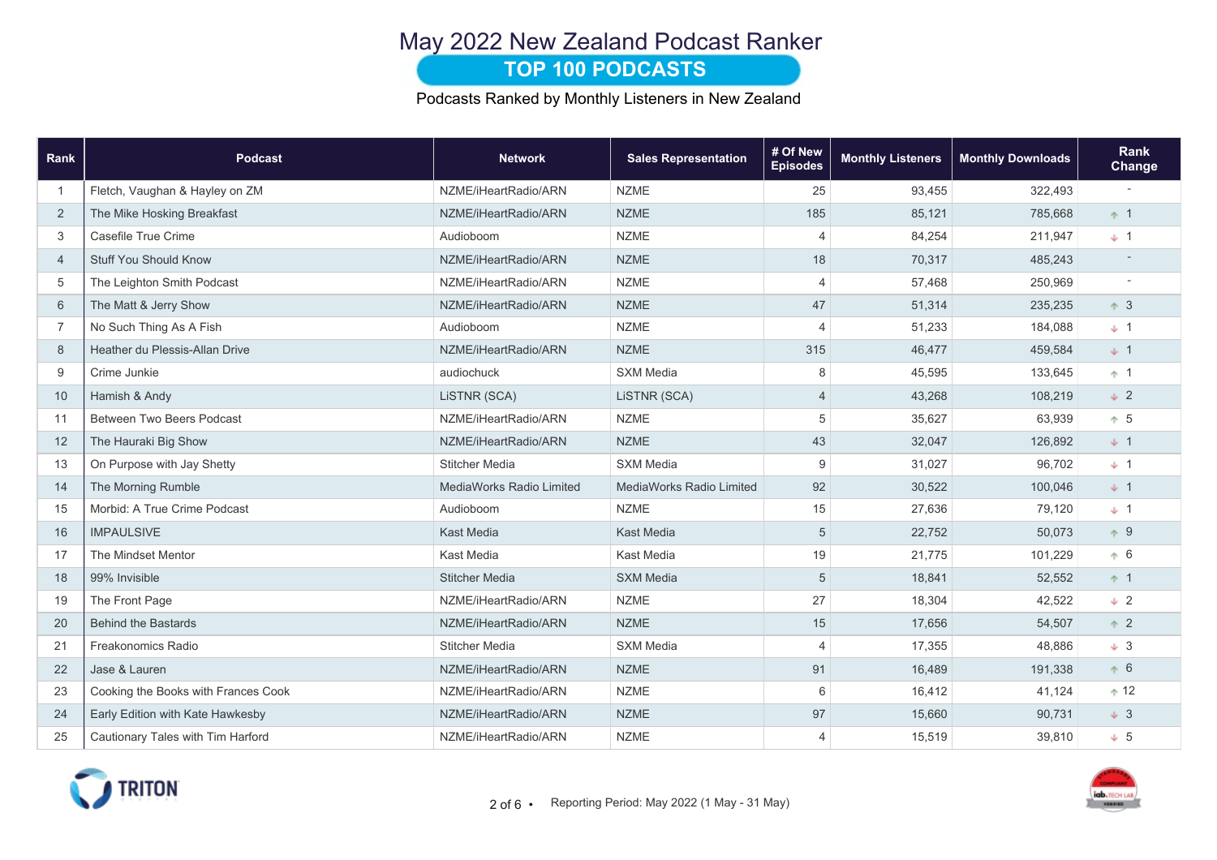# May 2022 New Zealand Podcast Ranker

## TOP 100 PODCASTS

Podcasts Ranked by Monthly Listeners in New Zealand

| Rank | Podcast | Network | Sales Representation | # Of New Episodes | Monthly Listeners | Monthly Downloads | Rank Change |
|---|---|---|---|---|---|---|---|
| 1 | Fletch, Vaughan & Hayley on ZM | NZME/iHeartRadio/ARN | NZME | 25 | 93,455 | 322,493 | - |
| 2 | The Mike Hosking Breakfast | NZME/iHeartRadio/ARN | NZME | 185 | 85,121 | 785,668 | ↑ 1 |
| 3 | Casefile True Crime | Audioboom | NZME | 4 | 84,254 | 211,947 | ↓ 1 |
| 4 | Stuff You Should Know | NZME/iHeartRadio/ARN | NZME | 18 | 70,317 | 485,243 | - |
| 5 | The Leighton Smith Podcast | NZME/iHeartRadio/ARN | NZME | 4 | 57,468 | 250,969 | - |
| 6 | The Matt & Jerry Show | NZME/iHeartRadio/ARN | NZME | 47 | 51,314 | 235,235 | ↑ 3 |
| 7 | No Such Thing As A Fish | Audioboom | NZME | 4 | 51,233 | 184,088 | ↓ 1 |
| 8 | Heather du Plessis-Allan Drive | NZME/iHeartRadio/ARN | NZME | 315 | 46,477 | 459,584 | ↓ 1 |
| 9 | Crime Junkie | audiochuck | SXM Media | 8 | 45,595 | 133,645 | ↑ 1 |
| 10 | Hamish & Andy | LiSTNR (SCA) | LiSTNR (SCA) | 4 | 43,268 | 108,219 | ↓ 2 |
| 11 | Between Two Beers Podcast | NZME/iHeartRadio/ARN | NZME | 5 | 35,627 | 63,939 | ↑ 5 |
| 12 | The Hauraki Big Show | NZME/iHeartRadio/ARN | NZME | 43 | 32,047 | 126,892 | ↓ 1 |
| 13 | On Purpose with Jay Shetty | Stitcher Media | SXM Media | 9 | 31,027 | 96,702 | ↓ 1 |
| 14 | The Morning Rumble | MediaWorks Radio Limited | MediaWorks Radio Limited | 92 | 30,522 | 100,046 | ↓ 1 |
| 15 | Morbid: A True Crime Podcast | Audioboom | NZME | 15 | 27,636 | 79,120 | ↓ 1 |
| 16 | IMPAULSIVE | Kast Media | Kast Media | 5 | 22,752 | 50,073 | ↑ 9 |
| 17 | The Mindset Mentor | Kast Media | Kast Media | 19 | 21,775 | 101,229 | ↑ 6 |
| 18 | 99% Invisible | Stitcher Media | SXM Media | 5 | 18,841 | 52,552 | ↑ 1 |
| 19 | The Front Page | NZME/iHeartRadio/ARN | NZME | 27 | 18,304 | 42,522 | ↓ 2 |
| 20 | Behind the Bastards | NZME/iHeartRadio/ARN | NZME | 15 | 17,656 | 54,507 | ↑ 2 |
| 21 | Freakonomics Radio | Stitcher Media | SXM Media | 4 | 17,355 | 48,886 | ↓ 3 |
| 22 | Jase & Lauren | NZME/iHeartRadio/ARN | NZME | 91 | 16,489 | 191,338 | ↑ 6 |
| 23 | Cooking the Books with Frances Cook | NZME/iHeartRadio/ARN | NZME | 6 | 16,412 | 41,124 | ↑ 12 |
| 24 | Early Edition with Kate Hawkesby | NZME/iHeartRadio/ARN | NZME | 97 | 15,660 | 90,731 | ↓ 3 |
| 25 | Cautionary Tales with Tim Harford | NZME/iHeartRadio/ARN | NZME | 4 | 15,519 | 39,810 | ↓ 5 |

Reporting Period: May 2022 (1 May - 31 May)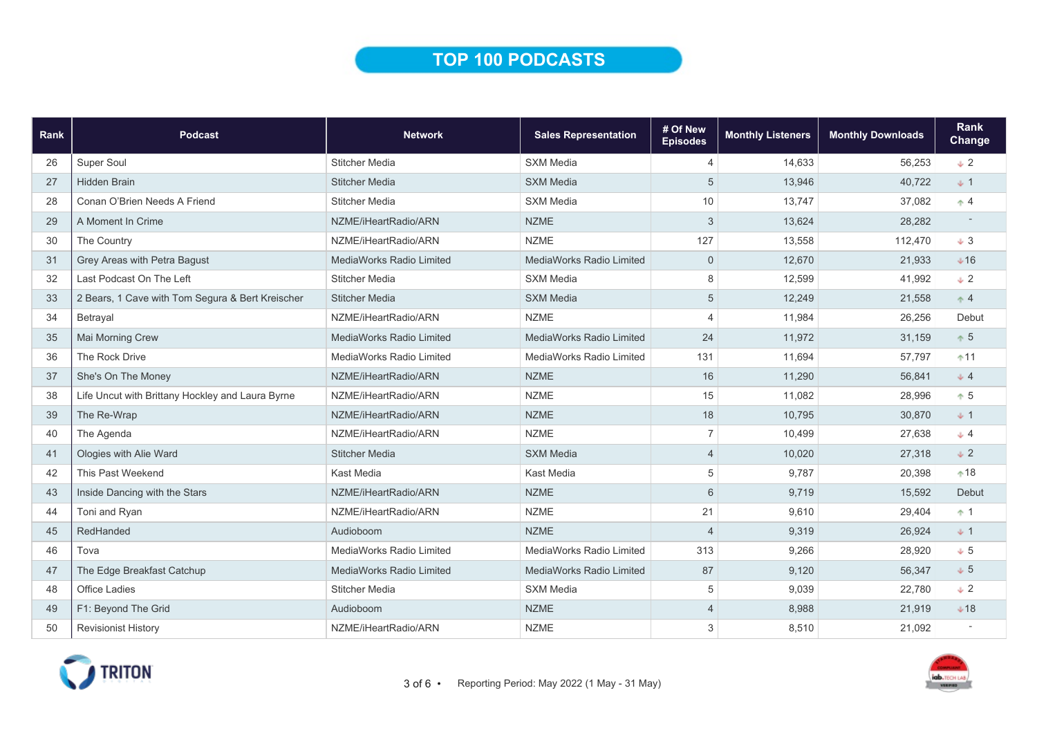# TOP 100 PODCASTS

| Rank | Podcast | Network | Sales Representation | # Of New Episodes | Monthly Listeners | Monthly Downloads | Rank Change |
|---|---|---|---|---|---|---|---|
| 26 | Super Soul | Stitcher Media | SXM Media | 4 | 14,633 | 56,253 | ↓ 2 |
| 27 | Hidden Brain | Stitcher Media | SXM Media | 5 | 13,946 | 40,722 | ↓ 1 |
| 28 | Conan O'Brien Needs A Friend | Stitcher Media | SXM Media | 10 | 13,747 | 37,082 | ↑ 4 |
| 29 | A Moment In Crime | NZME/iHeartRadio/ARN | NZME | 3 | 13,624 | 28,282 | - |
| 30 | The Country | NZME/iHeartRadio/ARN | NZME | 127 | 13,558 | 112,470 | ↓ 3 |
| 31 | Grey Areas with Petra Bagust | MediaWorks Radio Limited | MediaWorks Radio Limited | 0 | 12,670 | 21,933 | ↓16 |
| 32 | Last Podcast On The Left | Stitcher Media | SXM Media | 8 | 12,599 | 41,992 | ↓ 2 |
| 33 | 2 Bears, 1 Cave with Tom Segura & Bert Kreischer | Stitcher Media | SXM Media | 5 | 12,249 | 21,558 | ↑ 4 |
| 34 | Betrayal | NZME/iHeartRadio/ARN | NZME | 4 | 11,984 | 26,256 | Debut |
| 35 | Mai Morning Crew | MediaWorks Radio Limited | MediaWorks Radio Limited | 24 | 11,972 | 31,159 | ↑ 5 |
| 36 | The Rock Drive | MediaWorks Radio Limited | MediaWorks Radio Limited | 131 | 11,694 | 57,797 | ↑11 |
| 37 | She's On The Money | NZME/iHeartRadio/ARN | NZME | 16 | 11,290 | 56,841 | ↓ 4 |
| 38 | Life Uncut with Brittany Hockley and Laura Byrne | NZME/iHeartRadio/ARN | NZME | 15 | 11,082 | 28,996 | ↑ 5 |
| 39 | The Re-Wrap | NZME/iHeartRadio/ARN | NZME | 18 | 10,795 | 30,870 | ↓ 1 |
| 40 | The Agenda | NZME/iHeartRadio/ARN | NZME | 7 | 10,499 | 27,638 | ↓ 4 |
| 41 | Ologies with Alie Ward | Stitcher Media | SXM Media | 4 | 10,020 | 27,318 | ↓ 2 |
| 42 | This Past Weekend | Kast Media | Kast Media | 5 | 9,787 | 20,398 | ↑18 |
| 43 | Inside Dancing with the Stars | NZME/iHeartRadio/ARN | NZME | 6 | 9,719 | 15,592 | Debut |
| 44 | Toni and Ryan | NZME/iHeartRadio/ARN | NZME | 21 | 9,610 | 29,404 | ↑ 1 |
| 45 | RedHanded | Audioboom | NZME | 4 | 9,319 | 26,924 | ↓ 1 |
| 46 | Tova | MediaWorks Radio Limited | MediaWorks Radio Limited | 313 | 9,266 | 28,920 | ↓ 5 |
| 47 | The Edge Breakfast Catchup | MediaWorks Radio Limited | MediaWorks Radio Limited | 87 | 9,120 | 56,347 | ↓ 5 |
| 48 | Office Ladies | Stitcher Media | SXM Media | 5 | 9,039 | 22,780 | ↓ 2 |
| 49 | F1: Beyond The Grid | Audioboom | NZME | 4 | 8,988 | 21,919 | ↓18 |
| 50 | Revisionist History | NZME/iHeartRadio/ARN | NZME | 3 | 8,510 | 21,092 | - |

Reporting Period: May 2022 (1 May - 31 May)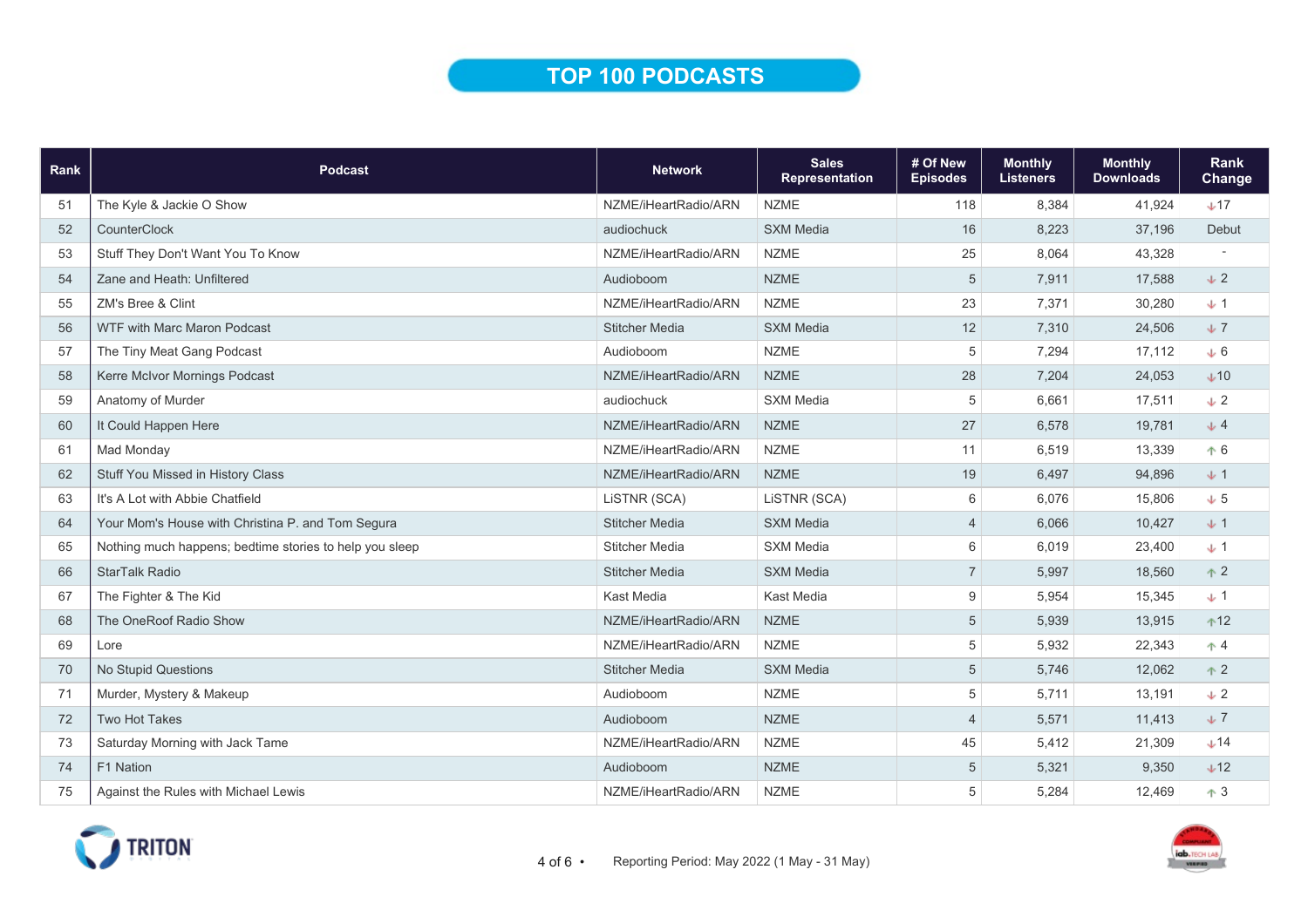# TOP 100 PODCASTS

| Rank | Podcast | Network | Sales Representation | # Of New Episodes | Monthly Listeners | Monthly Downloads | Rank Change |
|---|---|---|---|---|---|---|---|
| 51 | The Kyle & Jackie O Show | NZME/iHeartRadio/ARN | NZME | 118 | 8,384 | 41,924 | ↓17 |
| 52 | CounterClock | audiochuck | SXM Media | 16 | 8,223 | 37,196 | Debut |
| 53 | Stuff They Don't Want You To Know | NZME/iHeartRadio/ARN | NZME | 25 | 8,064 | 43,328 | - |
| 54 | Zane and Heath: Unfiltered | Audioboom | NZME | 5 | 7,911 | 17,588 | ↓2 |
| 55 | ZM's Bree & Clint | NZME/iHeartRadio/ARN | NZME | 23 | 7,371 | 30,280 | ↓1 |
| 56 | WTF with Marc Maron Podcast | Stitcher Media | SXM Media | 12 | 7,310 | 24,506 | ↓7 |
| 57 | The Tiny Meat Gang Podcast | Audioboom | NZME | 5 | 7,294 | 17,112 | ↓6 |
| 58 | Kerre McIvor Mornings Podcast | NZME/iHeartRadio/ARN | NZME | 28 | 7,204 | 24,053 | ↓10 |
| 59 | Anatomy of Murder | audiochuck | SXM Media | 5 | 6,661 | 17,511 | ↓2 |
| 60 | It Could Happen Here | NZME/iHeartRadio/ARN | NZME | 27 | 6,578 | 19,781 | ↓4 |
| 61 | Mad Monday | NZME/iHeartRadio/ARN | NZME | 11 | 6,519 | 13,339 | ↑6 |
| 62 | Stuff You Missed in History Class | NZME/iHeartRadio/ARN | NZME | 19 | 6,497 | 94,896 | ↓1 |
| 63 | It's A Lot with Abbie Chatfield | LiSTNR (SCA) | LiSTNR (SCA) | 6 | 6,076 | 15,806 | ↓5 |
| 64 | Your Mom's House with Christina P. and Tom Segura | Stitcher Media | SXM Media | 4 | 6,066 | 10,427 | ↓1 |
| 65 | Nothing much happens; bedtime stories to help you sleep | Stitcher Media | SXM Media | 6 | 6,019 | 23,400 | ↓1 |
| 66 | StarTalk Radio | Stitcher Media | SXM Media | 7 | 5,997 | 18,560 | ↑2 |
| 67 | The Fighter & The Kid | Kast Media | Kast Media | 9 | 5,954 | 15,345 | ↓1 |
| 68 | The OneRoof Radio Show | NZME/iHeartRadio/ARN | NZME | 5 | 5,939 | 13,915 | ↑12 |
| 69 | Lore | NZME/iHeartRadio/ARN | NZME | 5 | 5,932 | 22,343 | ↑4 |
| 70 | No Stupid Questions | Stitcher Media | SXM Media | 5 | 5,746 | 12,062 | ↑2 |
| 71 | Murder, Mystery & Makeup | Audioboom | NZME | 5 | 5,711 | 13,191 | ↓2 |
| 72 | Two Hot Takes | Audioboom | NZME | 4 | 5,571 | 11,413 | ↓7 |
| 73 | Saturday Morning with Jack Tame | NZME/iHeartRadio/ARN | NZME | 45 | 5,412 | 21,309 | ↓14 |
| 74 | F1 Nation | Audioboom | NZME | 5 | 5,321 | 9,350 | ↓12 |
| 75 | Against the Rules with Michael Lewis | NZME/iHeartRadio/ARN | NZME | 5 | 5,284 | 12,469 | ↑3 |

Reporting Period: May 2022 (1 May - 31 May)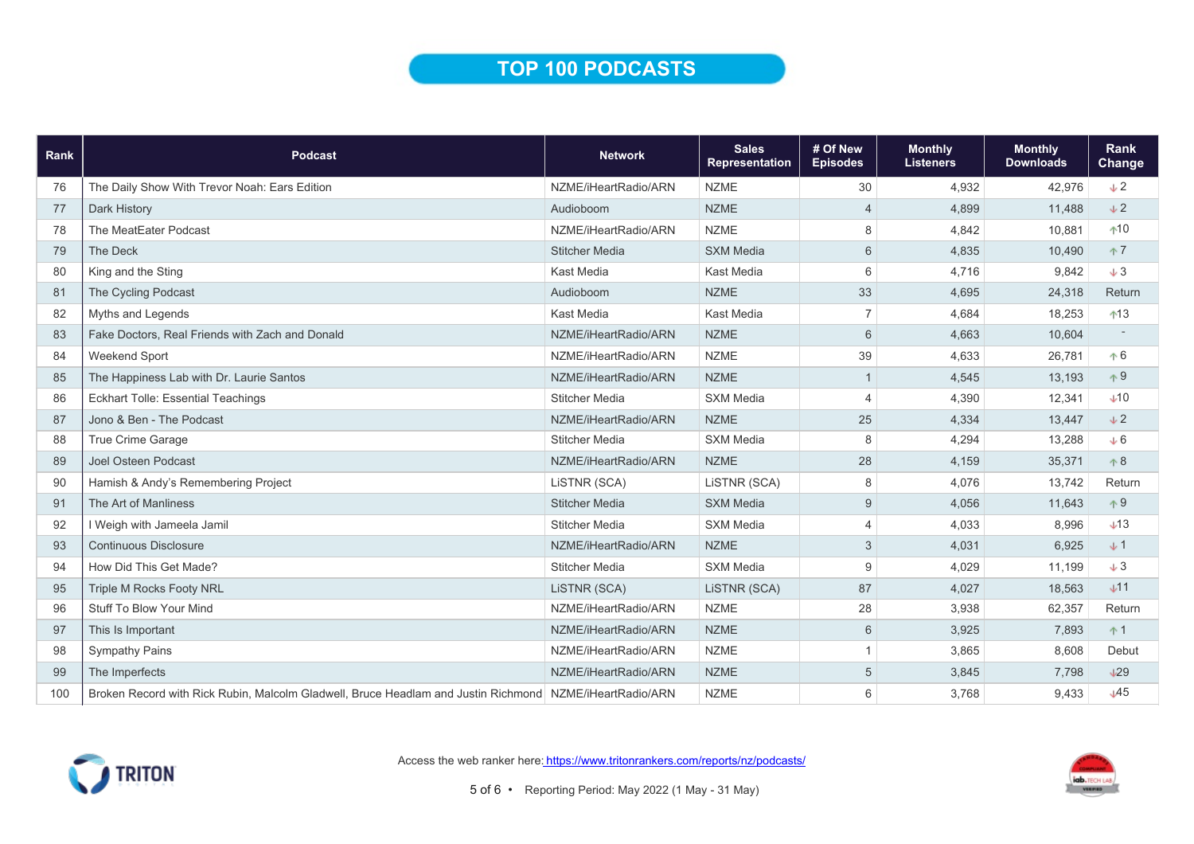# TOP 100 PODCASTS

| Rank | Podcast | Network | Sales Representation | # Of New Episodes | Monthly Listeners | Monthly Downloads | Rank Change |
|---|---|---|---|---|---|---|---|
| 76 | The Daily Show With Trevor Noah: Ears Edition | NZME/iHeartRadio/ARN | NZME | 30 | 4,932 | 42,976 | ↓2 |
| 77 | Dark History | Audioboom | NZME | 4 | 4,899 | 11,488 | ↓2 |
| 78 | The MeatEater Podcast | NZME/iHeartRadio/ARN | NZME | 8 | 4,842 | 10,881 | ↑10 |
| 79 | The Deck | Stitcher Media | SXM Media | 6 | 4,835 | 10,490 | ↑7 |
| 80 | King and the Sting | Kast Media | Kast Media | 6 | 4,716 | 9,842 | ↓3 |
| 81 | The Cycling Podcast | Audioboom | NZME | 33 | 4,695 | 24,318 | Return |
| 82 | Myths and Legends | Kast Media | Kast Media | 7 | 4,684 | 18,253 | ↑13 |
| 83 | Fake Doctors, Real Friends with Zach and Donald | NZME/iHeartRadio/ARN | NZME | 6 | 4,663 | 10,604 | - |
| 84 | Weekend Sport | NZME/iHeartRadio/ARN | NZME | 39 | 4,633 | 26,781 | ↑6 |
| 85 | The Happiness Lab with Dr. Laurie Santos | NZME/iHeartRadio/ARN | NZME | 1 | 4,545 | 13,193 | ↑9 |
| 86 | Eckhart Tolle: Essential Teachings | Stitcher Media | SXM Media | 4 | 4,390 | 12,341 | ↓10 |
| 87 | Jono & Ben - The Podcast | NZME/iHeartRadio/ARN | NZME | 25 | 4,334 | 13,447 | ↓2 |
| 88 | True Crime Garage | Stitcher Media | SXM Media | 8 | 4,294 | 13,288 | ↓6 |
| 89 | Joel Osteen Podcast | NZME/iHeartRadio/ARN | NZME | 28 | 4,159 | 35,371 | ↑8 |
| 90 | Hamish & Andy's Remembering Project | LiSTNR (SCA) | LiSTNR (SCA) | 8 | 4,076 | 13,742 | Return |
| 91 | The Art of Manliness | Stitcher Media | SXM Media | 9 | 4,056 | 11,643 | ↑9 |
| 92 | I Weigh with Jameela Jamil | Stitcher Media | SXM Media | 4 | 4,033 | 8,996 | ↓13 |
| 93 | Continuous Disclosure | NZME/iHeartRadio/ARN | NZME | 3 | 4,031 | 6,925 | ↓1 |
| 94 | How Did This Get Made? | Stitcher Media | SXM Media | 9 | 4,029 | 11,199 | ↓3 |
| 95 | Triple M Rocks Footy NRL | LiSTNR (SCA) | LiSTNR (SCA) | 87 | 4,027 | 18,563 | ↓11 |
| 96 | Stuff To Blow Your Mind | NZME/iHeartRadio/ARN | NZME | 28 | 3,938 | 62,357 | Return |
| 97 | This Is Important | NZME/iHeartRadio/ARN | NZME | 6 | 3,925 | 7,893 | ↑1 |
| 98 | Sympathy Pains | NZME/iHeartRadio/ARN | NZME | 1 | 3,865 | 8,608 | Debut |
| 99 | The Imperfects | NZME/iHeartRadio/ARN | NZME | 5 | 3,845 | 7,798 | ↓29 |
| 100 | Broken Record with Rick Rubin, Malcolm Gladwell, Bruce Headlam and Justin Richmond | NZME/iHeartRadio/ARN | NZME | 6 | 3,768 | 9,433 | ↓45 |

Access the web ranker here: https://www.tritonrankers.com/reports/nz/podcasts/

Reporting Period: May 2022 (1 May - 31 May)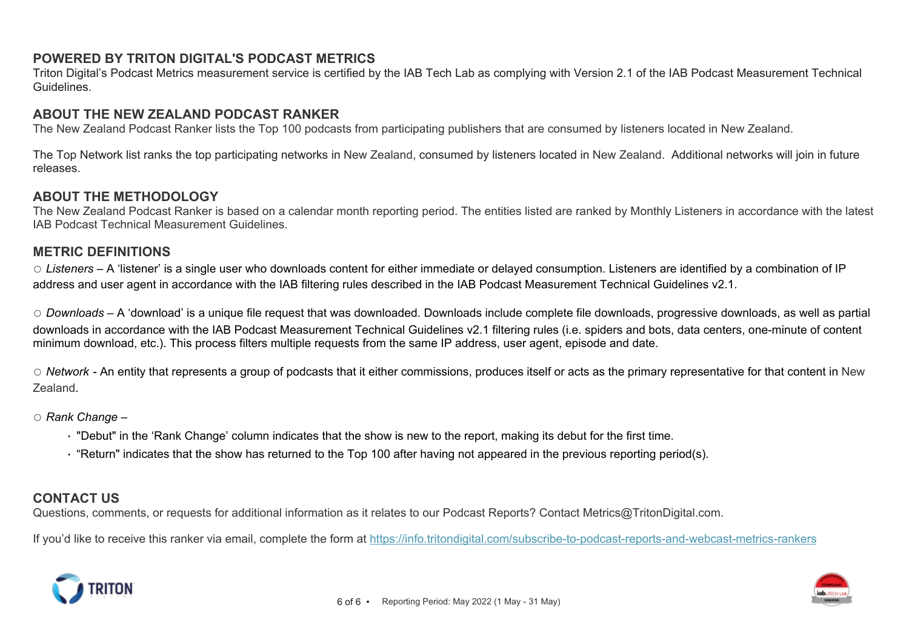## POWERED BY TRITON DIGITAL'S PODCAST METRICS

Triton Digital's Podcast Metrics measurement service is certified by the IAB Tech Lab as complying with Version 2.1 of the IAB Podcast Measurement Technical Guidelines.

## ABOUT THE NEW ZEALAND PODCAST RANKER

The New Zealand Podcast Ranker lists the Top 100 podcasts from participating publishers that are consumed by listeners located in New Zealand.

The Top Network list ranks the top participating networks in New Zealand, consumed by listeners located in New Zealand. Additional networks will join in future releases.

## ABOUT THE METHODOLOGY

The New Zealand Podcast Ranker is based on a calendar month reporting period. The entities listed are ranked by Monthly Listeners in accordance with the latest IAB Podcast Technical Measurement Guidelines.

## METRIC DEFINITIONS

○ *Listeners* – A 'listener' is a single user who downloads content for either immediate or delayed consumption. Listeners are identified by a combination of IP address and user agent in accordance with the IAB filtering rules described in the IAB Podcast Measurement Technical Guidelines v2.1.

○ *Downloads* – A 'download' is a unique file request that was downloaded. Downloads include complete file downloads, progressive downloads, as well as partial downloads in accordance with the IAB Podcast Measurement Technical Guidelines v2.1 filtering rules (i.e. spiders and bots, data centers, one-minute of content minimum download, etc.). This process filters multiple requests from the same IP address, user agent, episode and date.

○ *Network* - An entity that represents a group of podcasts that it either commissions, produces itself or acts as the primary representative for that content in New Zealand.

○ *Rank Change* –

- "Debut" in the 'Rank Change' column indicates that the show is new to the report, making its debut for the first time.
- "Return" indicates that the show has returned to the Top 100 after having not appeared in the previous reporting period(s).

## CONTACT US

Questions, comments, or requests for additional information as it relates to our Podcast Reports? Contact Metrics@TritonDigital.com.

If you'd like to receive this ranker via email, complete the form at https://info.tritondigital.com/subscribe-to-podcast-reports-and-webcast-metrics-rankers

Reporting Period: May 2022 (1 May - 31 May)